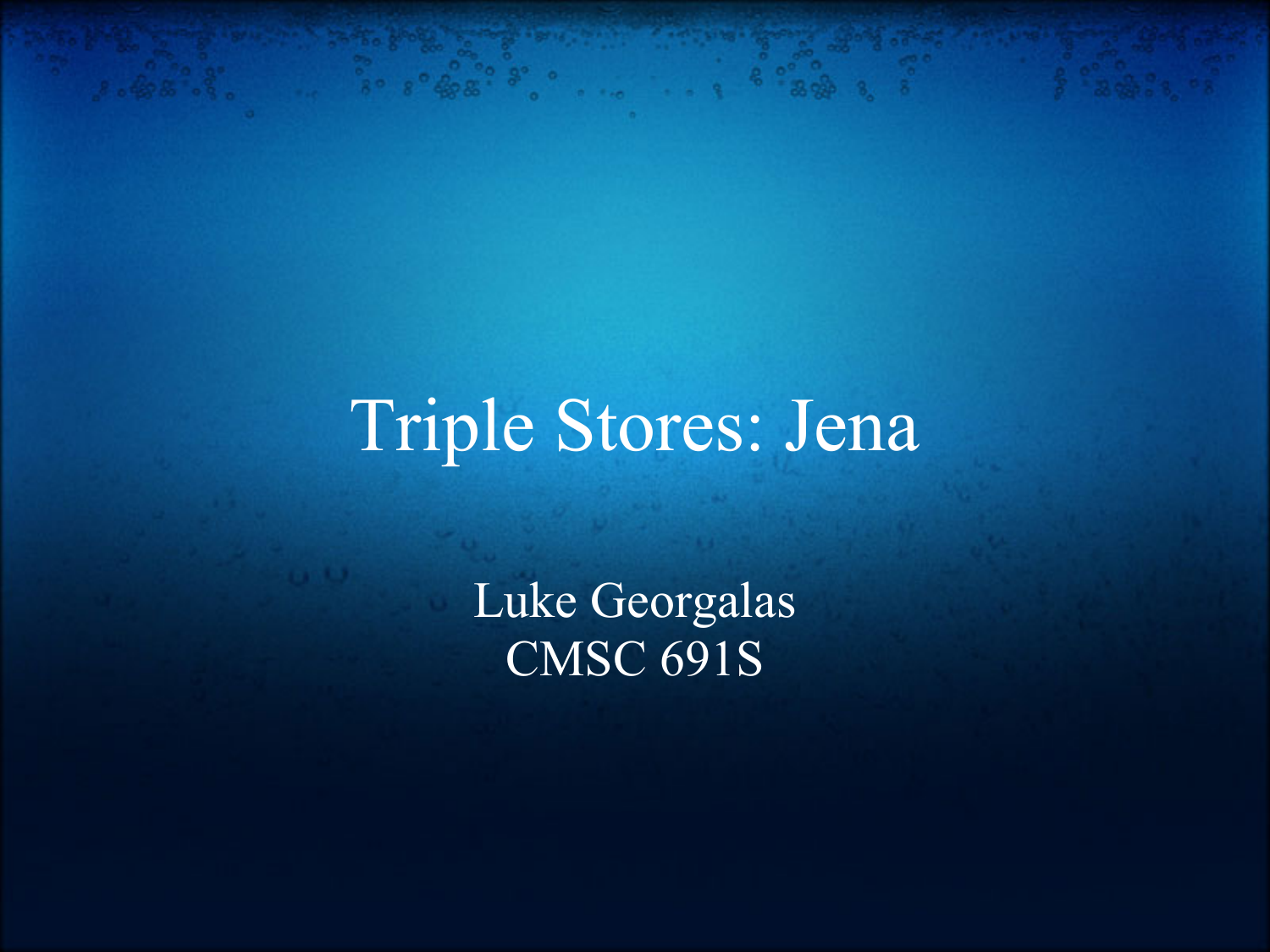# Triple Stores: Jena

Luke Georgalas
CMSC 691S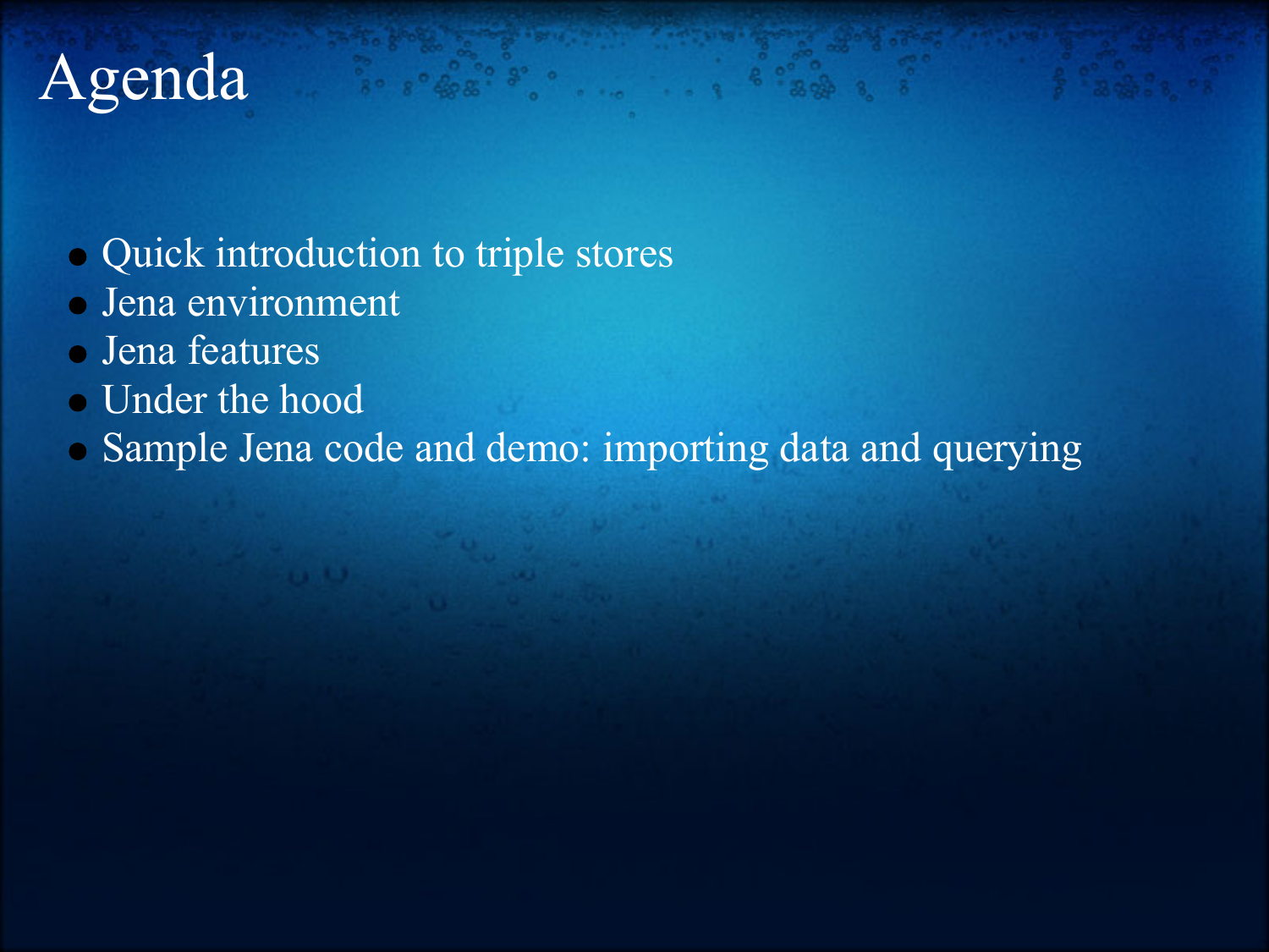# Agenda

- Quick introduction to triple stores
- Jena environment
- Jena features
- Under the hood
- Sample Jena code and demo: importing data and querying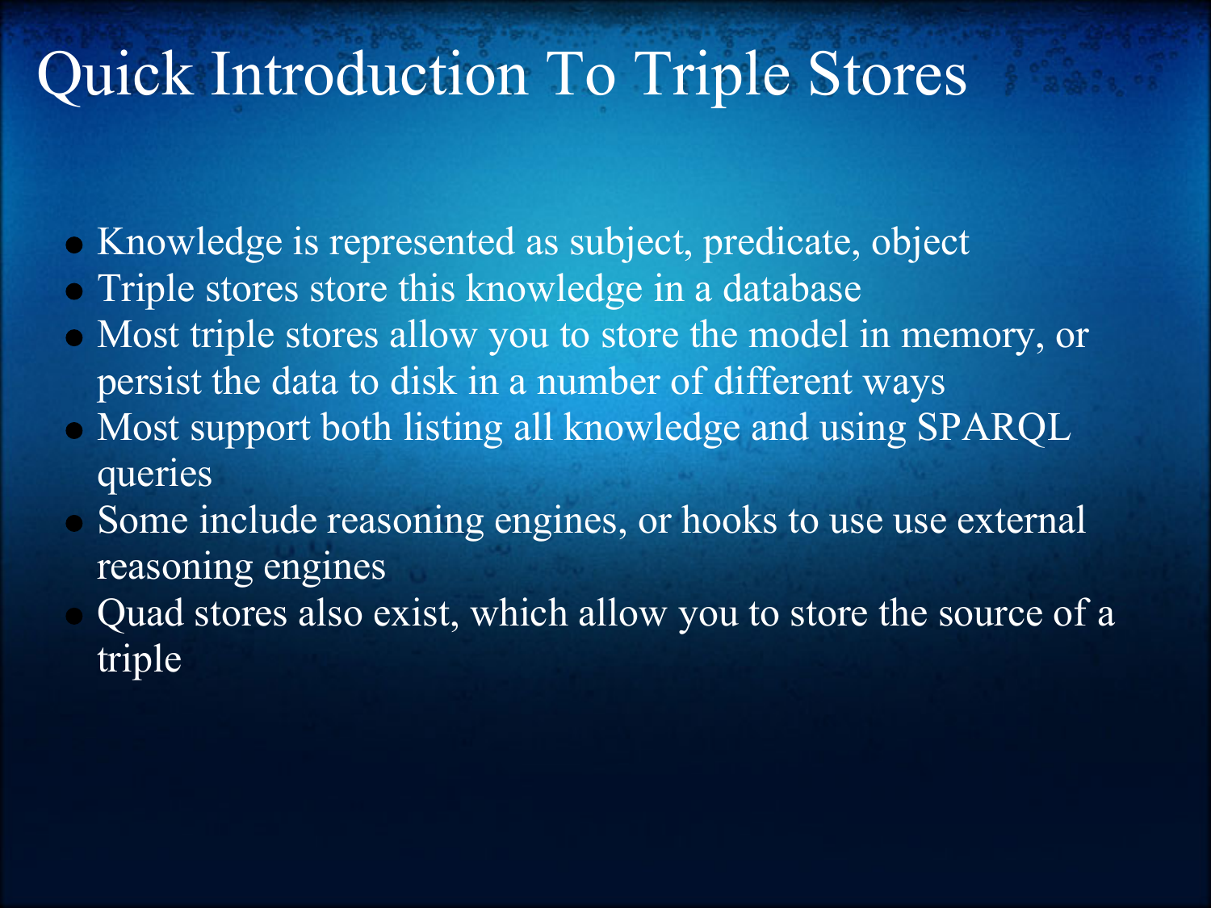# Quick Introduction To Triple Stores

- Knowledge is represented as subject, predicate, object
- Triple stores store this knowledge in a database
- Most triple stores allow you to store the model in memory, or persist the data to disk in a number of different ways
- Most support both listing all knowledge and using SPARQL queries
- Some include reasoning engines, or hooks to use use external reasoning engines
- Quad stores also exist, which allow you to store the source of a triple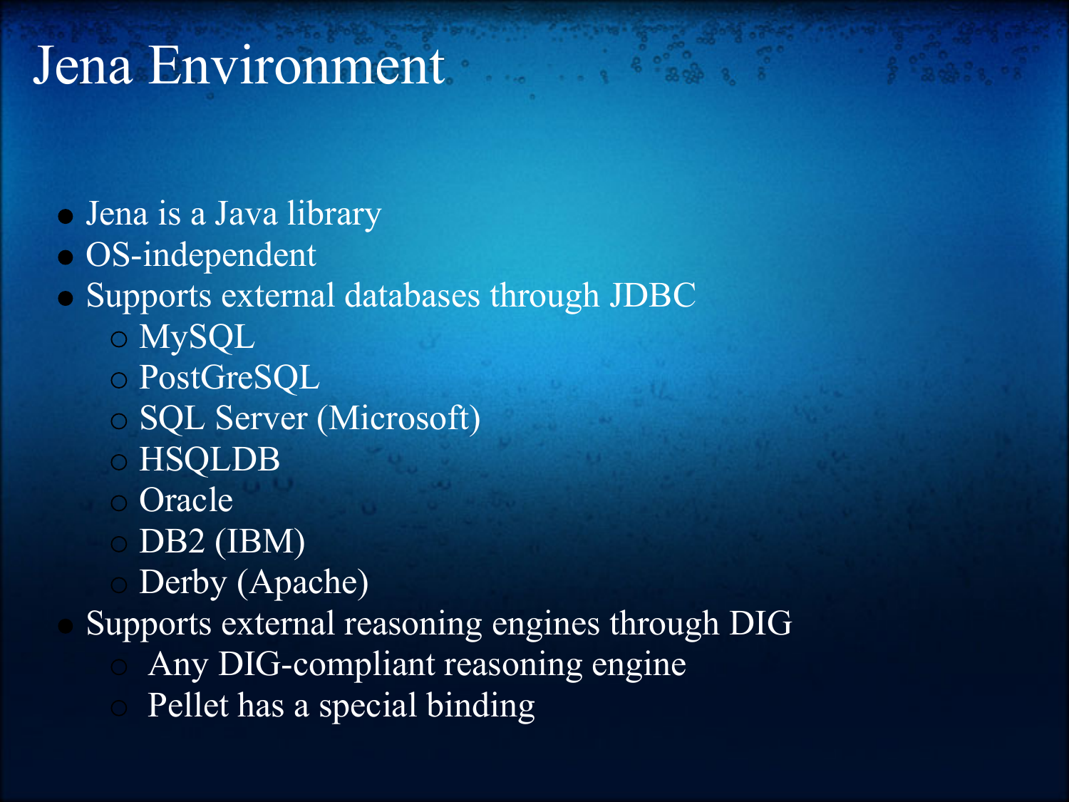# Jena Environment

- Jena is a Java library
- OS-independent
- Supports external databases through JDBC
  - MySQL
  - PostGreSQL
  - SQL Server (Microsoft)
  - HSQLDB
  - Oracle
  - DB2 (IBM)
  - Derby (Apache)
- Supports external reasoning engines through DIG
  - Any DIG-compliant reasoning engine
  - Pellet has a special binding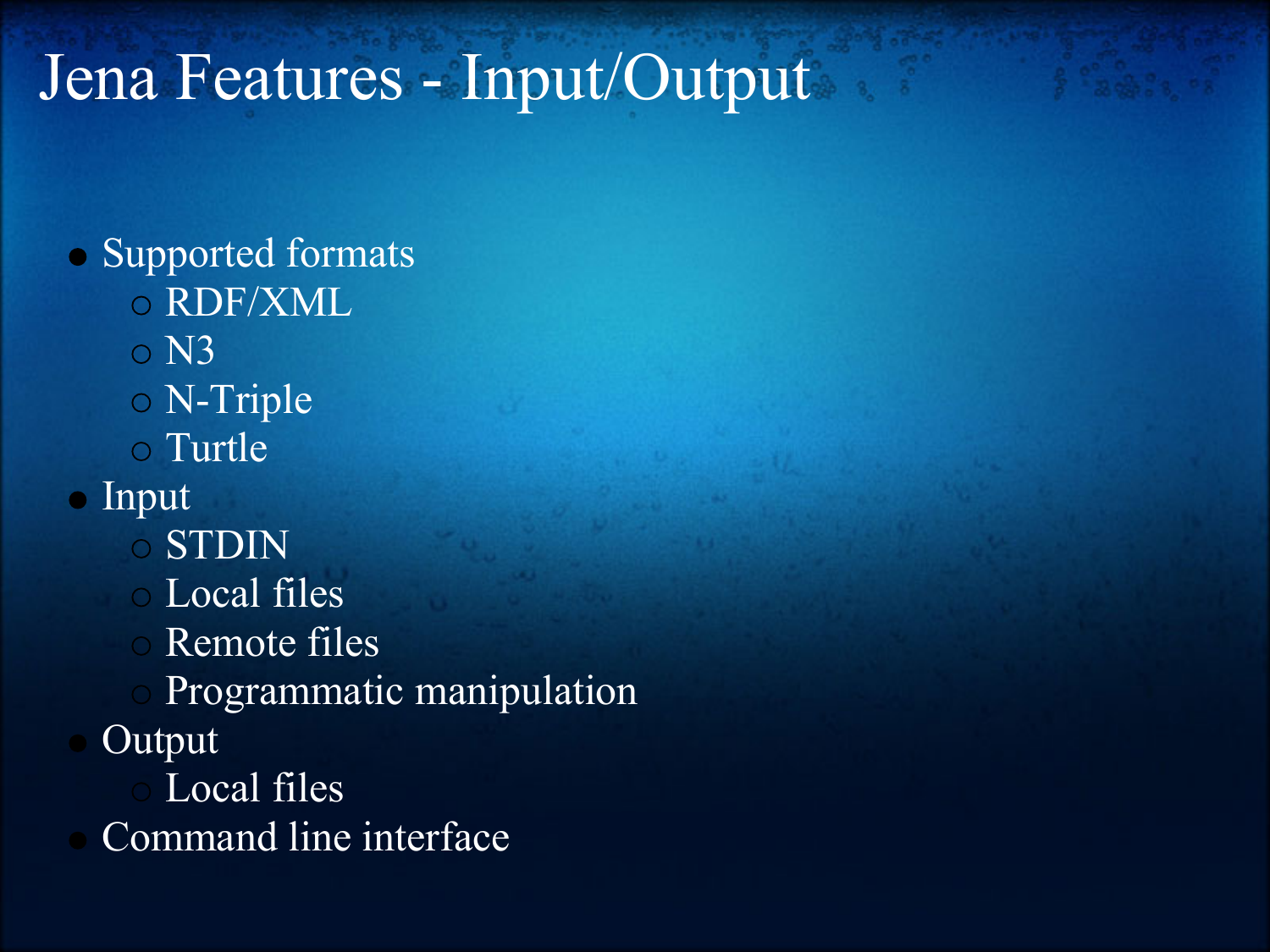# Jena Features - Input/Output

- Supported formats
  - RDF/XML
  - N3
  - N-Triple
  - Turtle
- Input
  - STDIN
  - Local files
  - Remote files
  - Programmatic manipulation
- Output
  - Local files
- Command line interface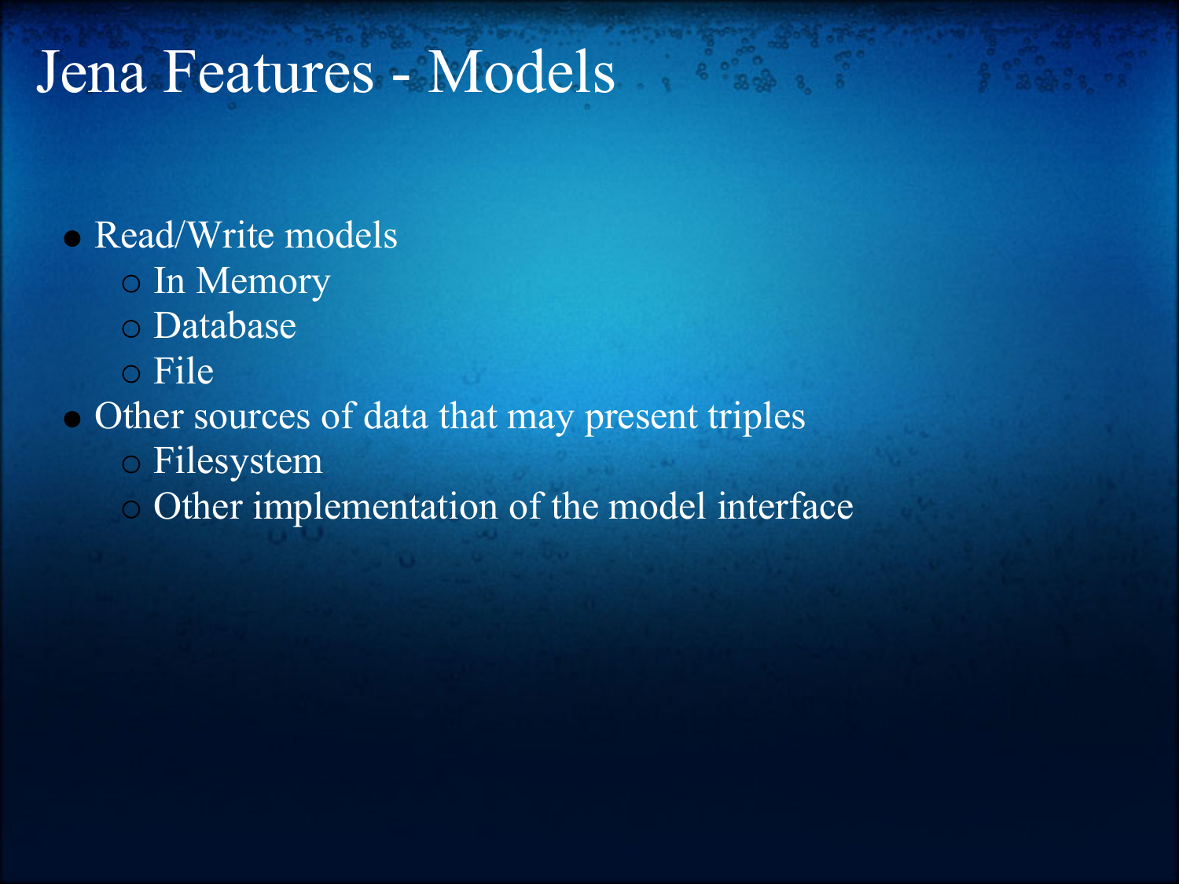# Jena Features - Models

- Read/Write models
  - In Memory
  - Database
  - File
- Other sources of data that may present triples
  - Filesystem
  - Other implementation of the model interface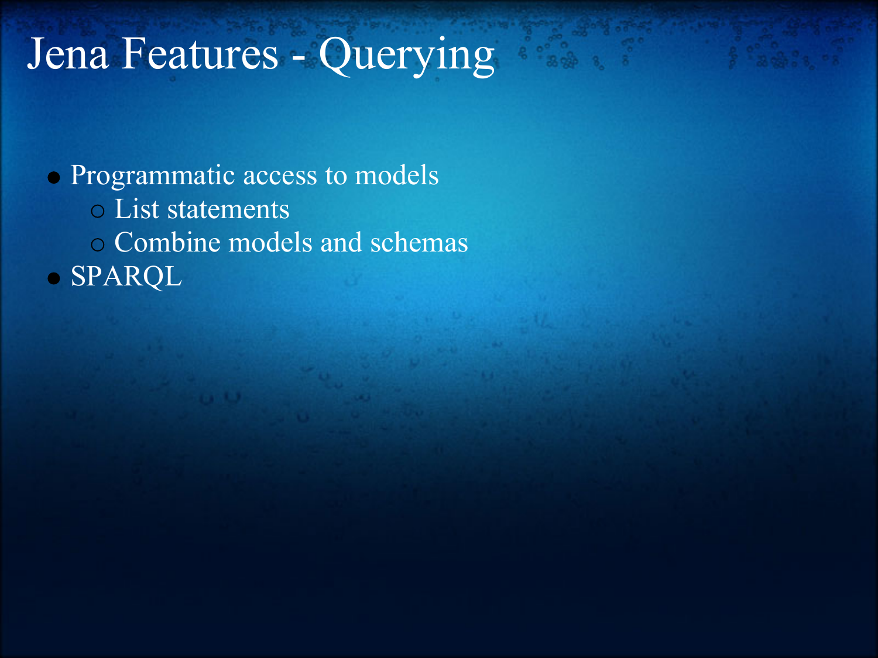# Jena Features - Querying

- Programmatic access to models
  - List statements
  - Combine models and schemas
- SPARQL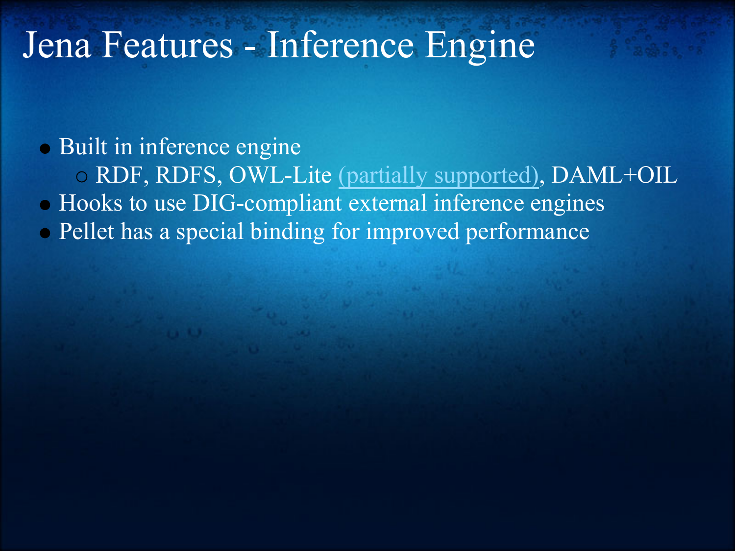# Jena Features - Inference Engine

- Built in inference engine
  - RDF, RDFS, OWL-Lite (partially supported), DAML+OIL
- Hooks to use DIG-compliant external inference engines
- Pellet has a special binding for improved performance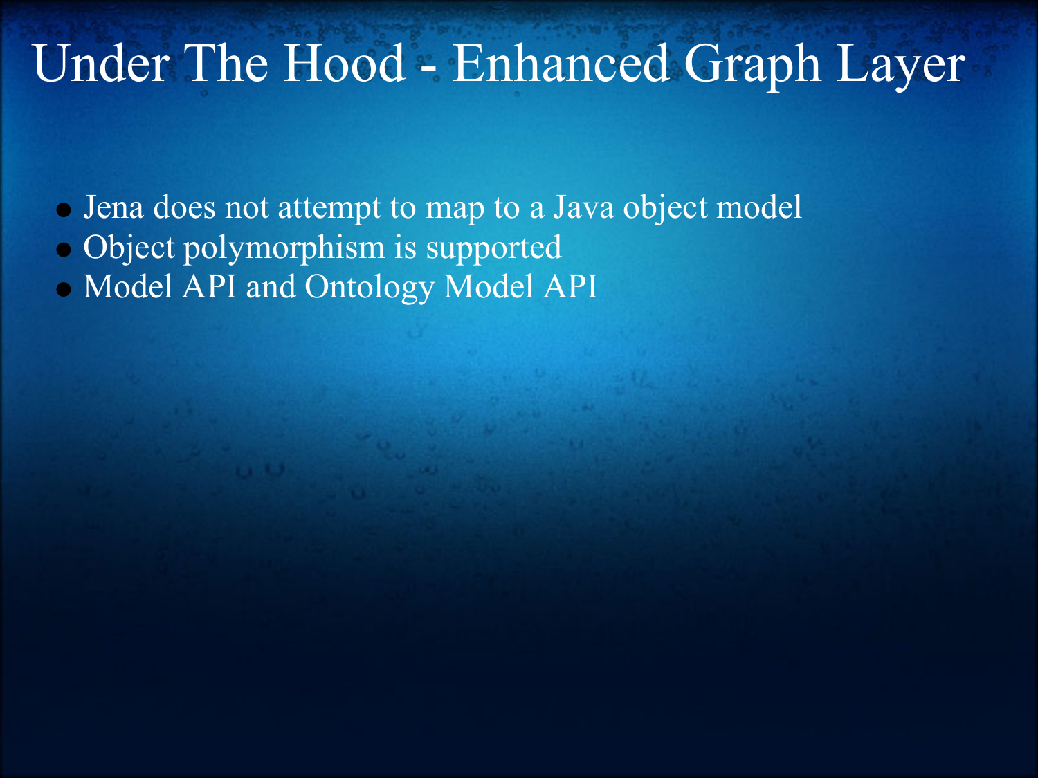# Under The Hood - Enhanced Graph Layer

- Jena does not attempt to map to a Java object model
- Object polymorphism is supported
- Model API and Ontology Model API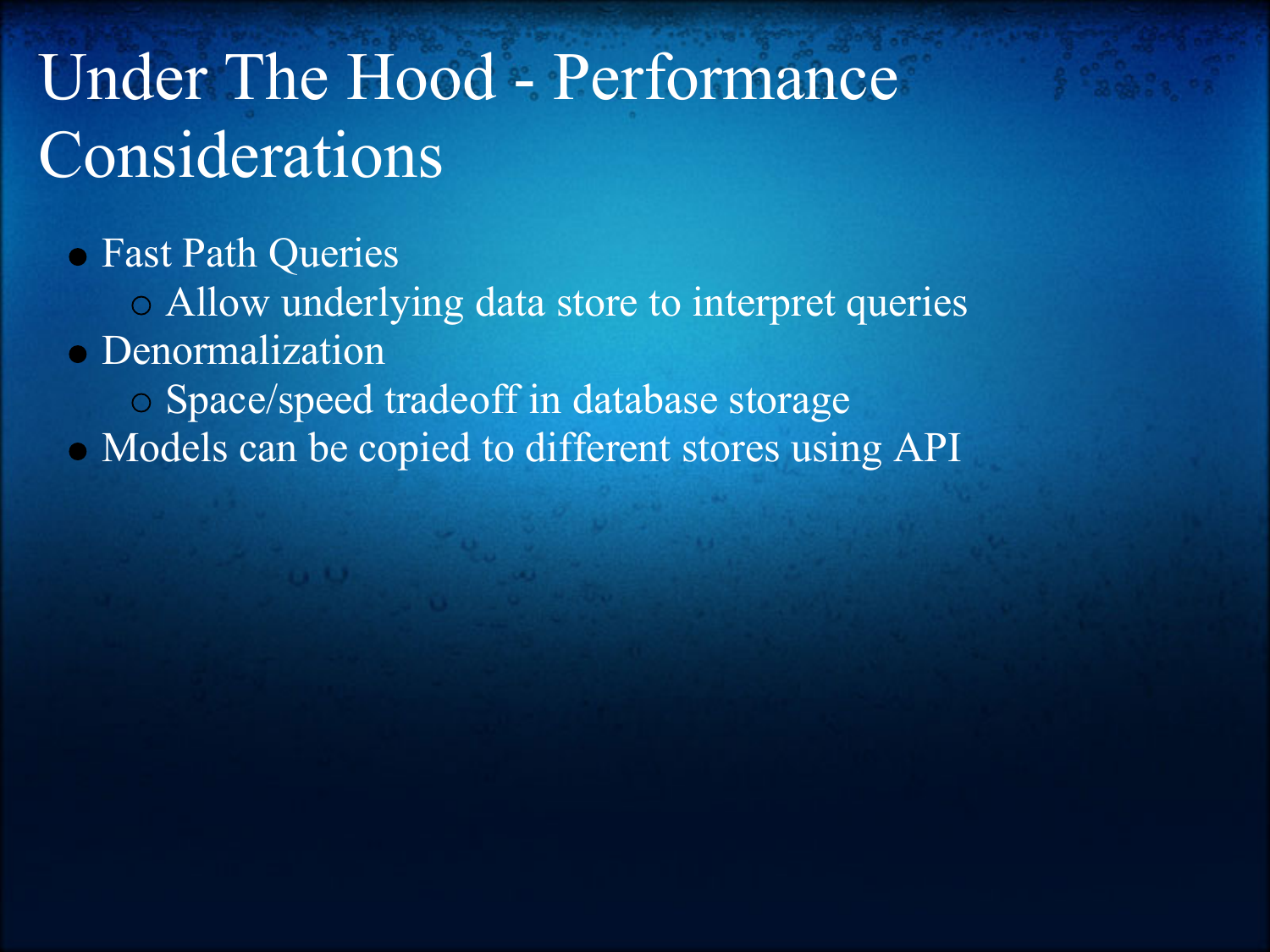# Under The Hood - Performance Considerations

- Fast Path Queries
  - Allow underlying data store to interpret queries
- Denormalization
  - Space/speed tradeoff in database storage
- Models can be copied to different stores using API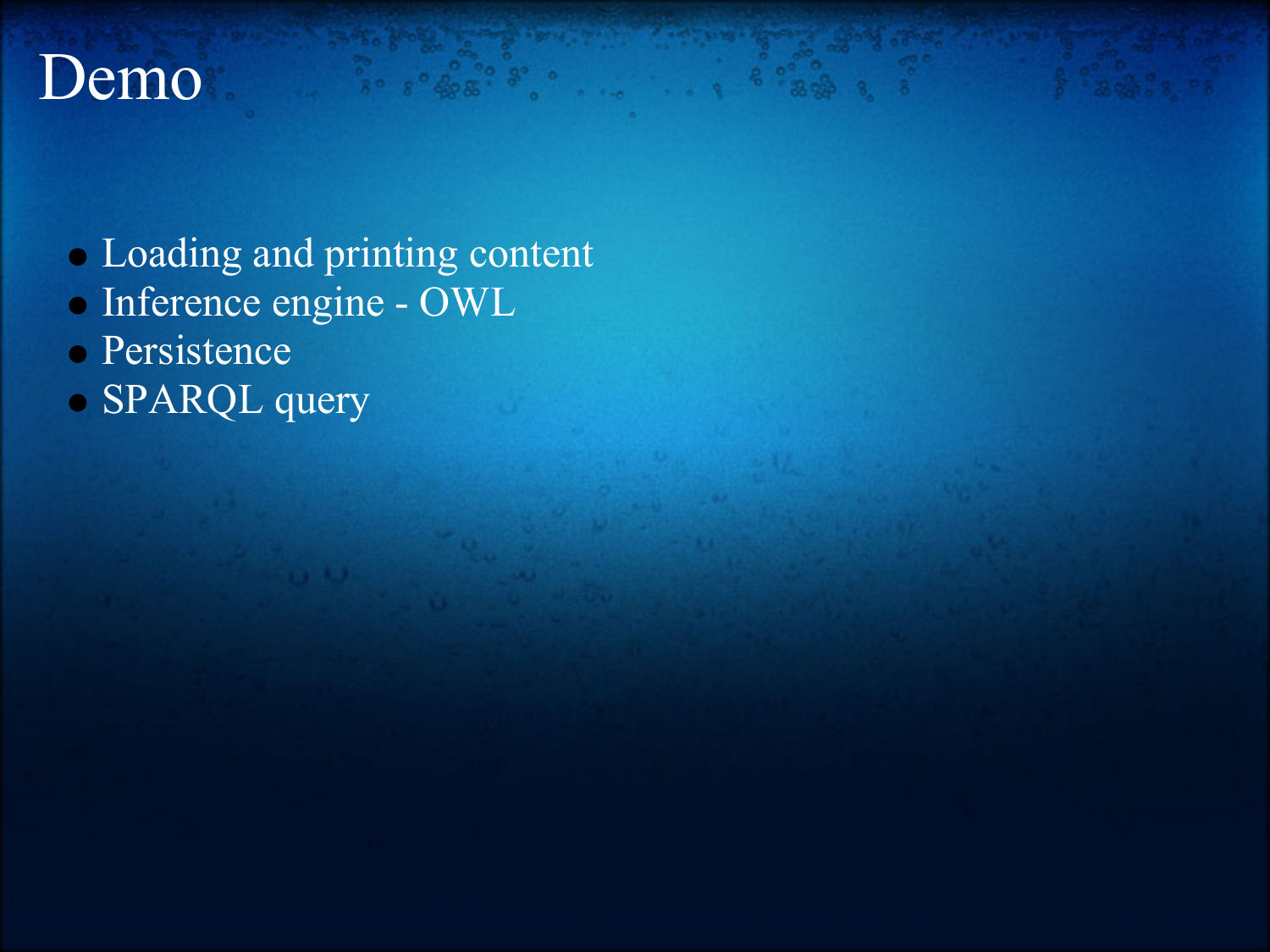# Demo

- Loading and printing content
- Inference engine - OWL
- Persistence
- SPARQL query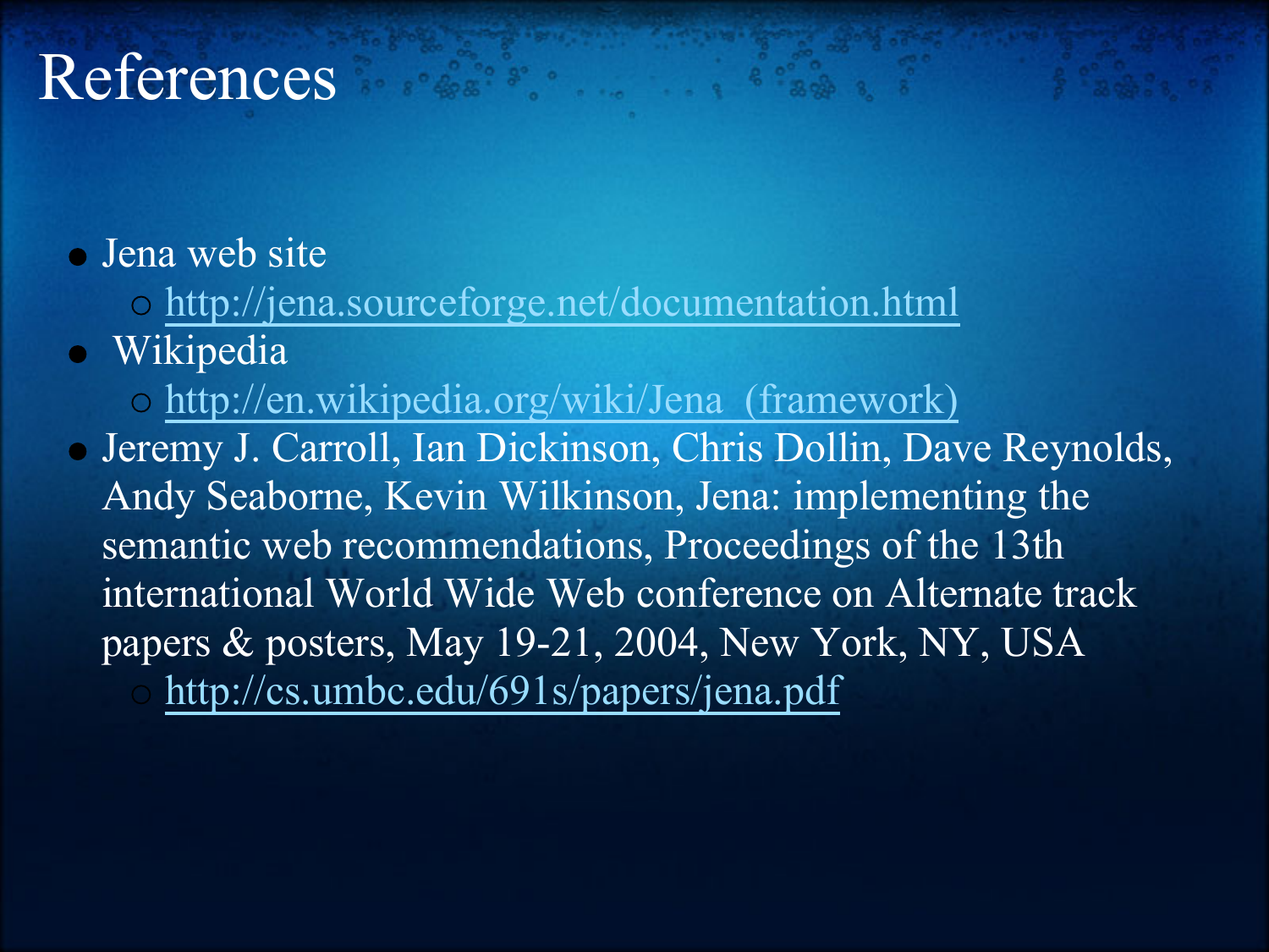# References

- Jena web site
  - http://jena.sourceforge.net/documentation.html
- Wikipedia
  - http://en.wikipedia.org/wiki/Jena_(framework)
- Jeremy J. Carroll, Ian Dickinson, Chris Dollin, Dave Reynolds, Andy Seaborne, Kevin Wilkinson, Jena: implementing the semantic web recommendations, Proceedings of the 13th international World Wide Web conference on Alternate track papers & posters, May 19-21, 2004, New York, NY, USA
  - http://cs.umbc.edu/691s/papers/jena.pdf